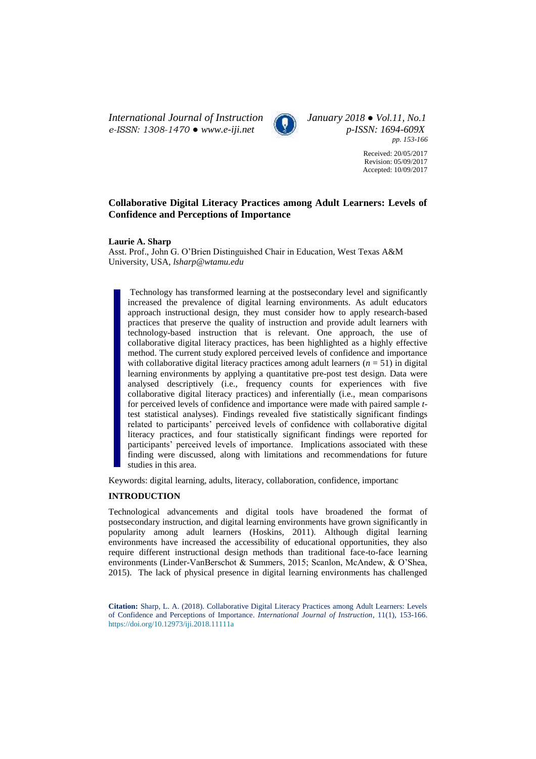# Collaborative Digital Literacy Practices among Adult Learners: Levels of Confidence and Perceptions of Importance

**Laurie A. Sharp**

Asst. Prof., John G. O'Brien Distinguished Chair in Education, West Texas A&M University, USA, *lsharp@wtamu.edu*

> Technology has transformed learning at the postsecondary level and significantly increased the prevalence of digital learning environments. As adult educators approach instructional design, they must consider how to apply research-based practices that preserve the quality of instruction and provide adult learners with technology-based instruction that is relevant. One approach, the use of collaborative digital literacy practices, has been highlighted as a highly effective method. The current study explored perceived levels of confidence and importance with collaborative digital literacy practices among adult learners ($n = 51$) in digital learning environments by applying a quantitative pre-post test design. Data were analysed descriptively (i.e., frequency counts for experiences with five collaborative digital literacy practices) and inferentially (i.e., mean comparisons for perceived levels of confidence and importance were made with paired sample *t*-test statistical analyses). Findings revealed five statistically significant findings related to participants' perceived levels of confidence with collaborative digital literacy practices, and four statistically significant findings were reported for participants' perceived levels of importance. Implications associated with these finding were discussed, along with limitations and recommendations for future studies in this area.

Keywords: digital learning, adults, literacy, collaboration, confidence, importanc

## INTRODUCTION

Technological advancements and digital tools have broadened the format of postsecondary instruction, and digital learning environments have grown significantly in popularity among adult learners (Hoskins, 2011). Although digital learning environments have increased the accessibility of educational opportunities, they also require different instructional design methods than traditional face-to-face learning environments (Linder-VanBerschot & Summers, 2015; Scanlon, McAndew, & O'Shea, 2015). The lack of physical presence in digital learning environments has challenged

**Citation:** Sharp, L. A. (2018). Collaborative Digital Literacy Practices among Adult Learners: Levels of Confidence and Perceptions of Importance. *International Journal of Instruction*, 11(1), 153-166. https://doi.org/10.12973/iji.2018.11111a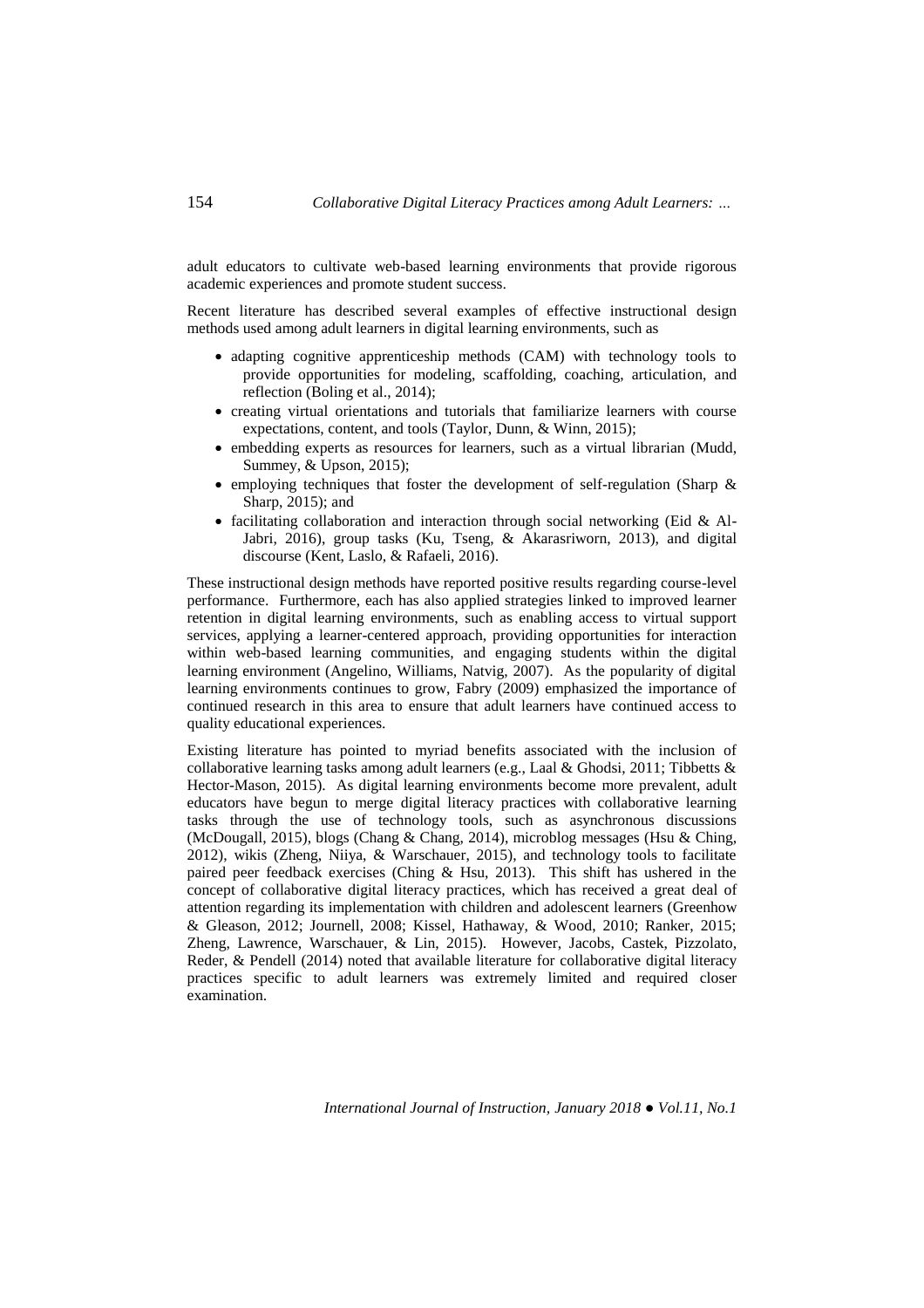adult educators to cultivate web-based learning environments that provide rigorous academic experiences and promote student success.

Recent literature has described several examples of effective instructional design methods used among adult learners in digital learning environments, such as

- adapting cognitive apprenticeship methods (CAM) with technology tools to provide opportunities for modeling, scaffolding, coaching, articulation, and reflection (Boling et al., 2014);
- creating virtual orientations and tutorials that familiarize learners with course expectations, content, and tools (Taylor, Dunn, & Winn, 2015);
- embedding experts as resources for learners, such as a virtual librarian (Mudd, Summey, & Upson, 2015);
- employing techniques that foster the development of self-regulation (Sharp & Sharp, 2015); and
- facilitating collaboration and interaction through social networking (Eid & Al-Jabri, 2016), group tasks (Ku, Tseng, & Akarasriworn, 2013), and digital discourse (Kent, Laslo, & Rafaeli, 2016).

These instructional design methods have reported positive results regarding course-level performance. Furthermore, each has also applied strategies linked to improved learner retention in digital learning environments, such as enabling access to virtual support services, applying a learner-centered approach, providing opportunities for interaction within web-based learning communities, and engaging students within the digital learning environment (Angelino, Williams, Natvig, 2007). As the popularity of digital learning environments continues to grow, Fabry (2009) emphasized the importance of continued research in this area to ensure that adult learners have continued access to quality educational experiences.

Existing literature has pointed to myriad benefits associated with the inclusion of collaborative learning tasks among adult learners (e.g., Laal & Ghodsi, 2011; Tibbetts & Hector-Mason, 2015). As digital learning environments become more prevalent, adult educators have begun to merge digital literacy practices with collaborative learning tasks through the use of technology tools, such as asynchronous discussions (McDougall, 2015), blogs (Chang & Chang, 2014), microblog messages (Hsu & Ching, 2012), wikis (Zheng, Niiya, & Warschauer, 2015), and technology tools to facilitate paired peer feedback exercises (Ching & Hsu, 2013). This shift has ushered in the concept of collaborative digital literacy practices, which has received a great deal of attention regarding its implementation with children and adolescent learners (Greenhow & Gleason, 2012; Journell, 2008; Kissel, Hathaway, & Wood, 2010; Ranker, 2015; Zheng, Lawrence, Warschauer, & Lin, 2015). However, Jacobs, Castek, Pizzolato, Reder, & Pendell (2014) noted that available literature for collaborative digital literacy practices specific to adult learners was extremely limited and required closer examination.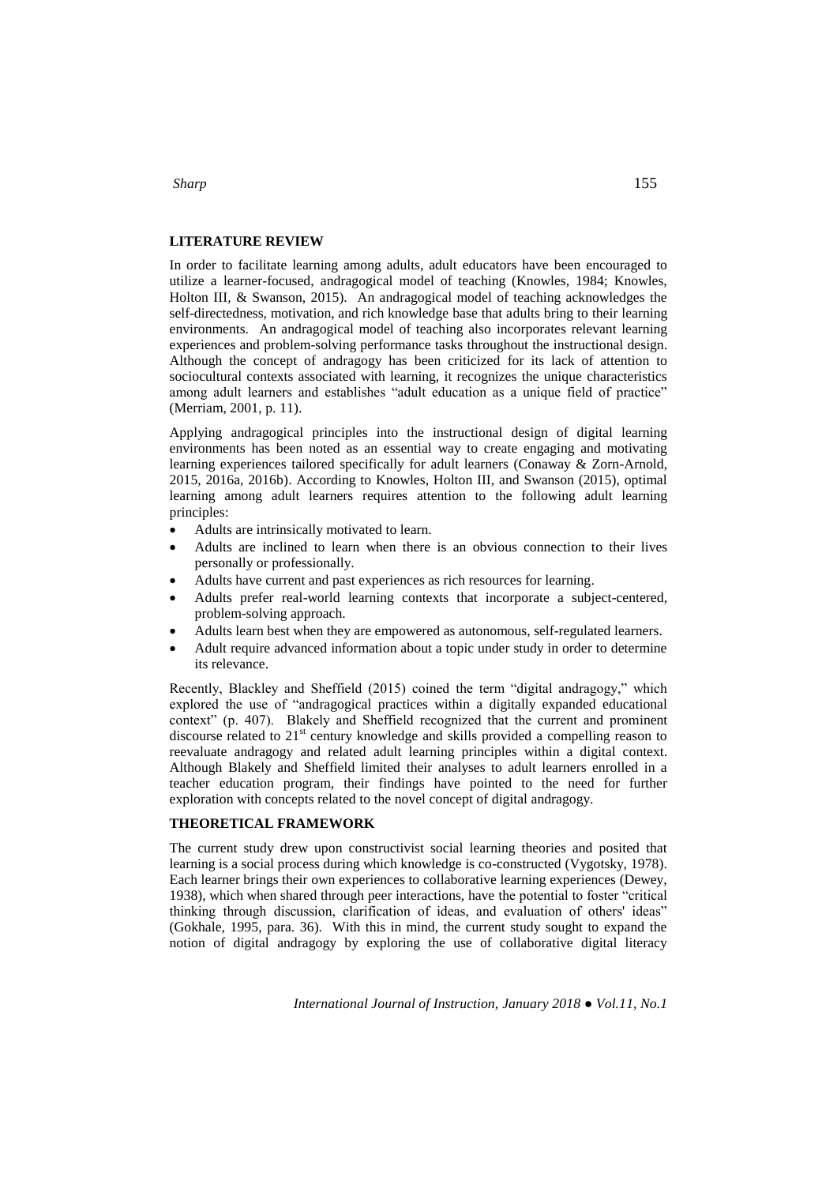## LITERATURE REVIEW

In order to facilitate learning among adults, adult educators have been encouraged to utilize a learner-focused, andragogical model of teaching (Knowles, 1984; Knowles, Holton III, & Swanson, 2015). An andragogical model of teaching acknowledges the self-directedness, motivation, and rich knowledge base that adults bring to their learning environments. An andragogical model of teaching also incorporates relevant learning experiences and problem-solving performance tasks throughout the instructional design. Although the concept of andragogy has been criticized for its lack of attention to sociocultural contexts associated with learning, it recognizes the unique characteristics among adult learners and establishes "adult education as a unique field of practice" (Merriam, 2001, p. 11).

Applying andragogical principles into the instructional design of digital learning environments has been noted as an essential way to create engaging and motivating learning experiences tailored specifically for adult learners (Conaway & Zorn-Arnold, 2015, 2016a, 2016b). According to Knowles, Holton III, and Swanson (2015), optimal learning among adult learners requires attention to the following adult learning principles:

- Adults are intrinsically motivated to learn.
- Adults are inclined to learn when there is an obvious connection to their lives personally or professionally.
- Adults have current and past experiences as rich resources for learning.
- Adults prefer real-world learning contexts that incorporate a subject-centered, problem-solving approach.
- Adults learn best when they are empowered as autonomous, self-regulated learners.
- Adult require advanced information about a topic under study in order to determine its relevance.

Recently, Blackley and Sheffield (2015) coined the term "digital andragogy," which explored the use of "andragogical practices within a digitally expanded educational context" (p. 407). Blakely and Sheffield recognized that the current and prominent discourse related to 21st century knowledge and skills provided a compelling reason to reevaluate andragogy and related adult learning principles within a digital context. Although Blakely and Sheffield limited their analyses to adult learners enrolled in a teacher education program, their findings have pointed to the need for further exploration with concepts related to the novel concept of digital andragogy.

## THEORETICAL FRAMEWORK

The current study drew upon constructivist social learning theories and posited that learning is a social process during which knowledge is co-constructed (Vygotsky, 1978). Each learner brings their own experiences to collaborative learning experiences (Dewey, 1938), which when shared through peer interactions, have the potential to foster "critical thinking through discussion, clarification of ideas, and evaluation of others' ideas" (Gokhale, 1995, para. 36). With this in mind, the current study sought to expand the notion of digital andragogy by exploring the use of collaborative digital literacy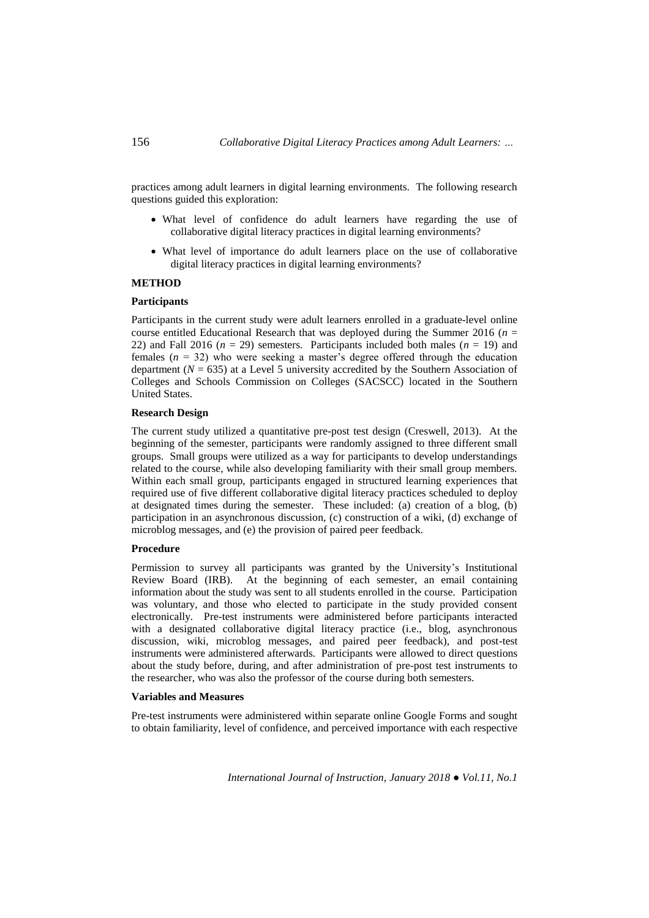practices among adult learners in digital learning environments. The following research questions guided this exploration:

- What level of confidence do adult learners have regarding the use of collaborative digital literacy practices in digital learning environments?
- What level of importance do adult learners place on the use of collaborative digital literacy practices in digital learning environments?

## METHOD

### Participants

Participants in the current study were adult learners enrolled in a graduate-level online course entitled Educational Research that was deployed during the Summer 2016 ($n$ = 22) and Fall 2016 ($n$ = 29) semesters. Participants included both males ($n$ = 19) and females ($n$ = 32) who were seeking a master's degree offered through the education department ($N$ = 635) at a Level 5 university accredited by the Southern Association of Colleges and Schools Commission on Colleges (SACSCC) located in the Southern United States.

### Research Design

The current study utilized a quantitative pre-post test design (Creswell, 2013). At the beginning of the semester, participants were randomly assigned to three different small groups. Small groups were utilized as a way for participants to develop understandings related to the course, while also developing familiarity with their small group members. Within each small group, participants engaged in structured learning experiences that required use of five different collaborative digital literacy practices scheduled to deploy at designated times during the semester. These included: (a) creation of a blog, (b) participation in an asynchronous discussion, (c) construction of a wiki, (d) exchange of microblog messages, and (e) the provision of paired peer feedback.

### Procedure

Permission to survey all participants was granted by the University's Institutional Review Board (IRB). At the beginning of each semester, an email containing information about the study was sent to all students enrolled in the course. Participation was voluntary, and those who elected to participate in the study provided consent electronically. Pre-test instruments were administered before participants interacted with a designated collaborative digital literacy practice (i.e., blog, asynchronous discussion, wiki, microblog messages, and paired peer feedback), and post-test instruments were administered afterwards. Participants were allowed to direct questions about the study before, during, and after administration of pre-post test instruments to the researcher, who was also the professor of the course during both semesters.

### Variables and Measures

Pre-test instruments were administered within separate online Google Forms and sought to obtain familiarity, level of confidence, and perceived importance with each respective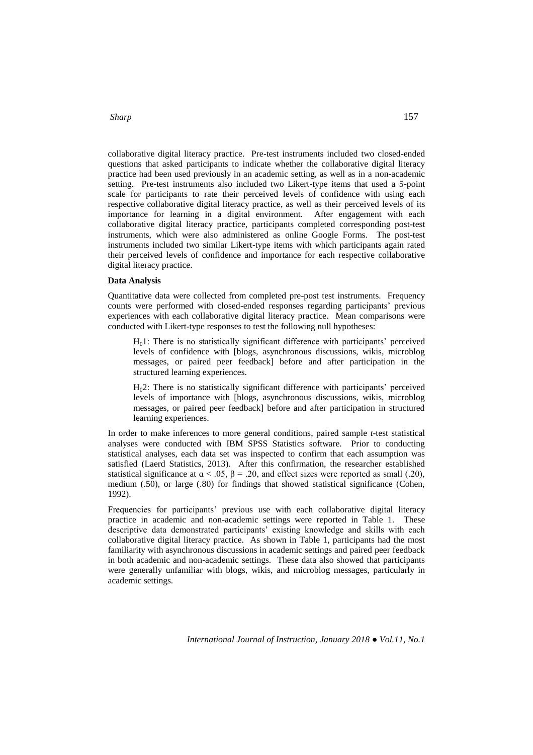collaborative digital literacy practice. Pre-test instruments included two closed-ended questions that asked participants to indicate whether the collaborative digital literacy practice had been used previously in an academic setting, as well as in a non-academic setting. Pre-test instruments also included two Likert-type items that used a 5-point scale for participants to rate their perceived levels of confidence with using each respective collaborative digital literacy practice, as well as their perceived levels of its importance for learning in a digital environment. After engagement with each collaborative digital literacy practice, participants completed corresponding post-test instruments, which were also administered as online Google Forms. The post-test instruments included two similar Likert-type items with which participants again rated their perceived levels of confidence and importance for each respective collaborative digital literacy practice.

**Data Analysis**

Quantitative data were collected from completed pre-post test instruments. Frequency counts were performed with closed-ended responses regarding participants' previous experiences with each collaborative digital literacy practice. Mean comparisons were conducted with Likert-type responses to test the following null hypotheses:

> $H_01$: There is no statistically significant difference with participants' perceived levels of confidence with [blogs, asynchronous discussions, wikis, microblog messages, or paired peer feedback] before and after participation in the structured learning experiences.
>
> $H_02$: There is no statistically significant difference with participants' perceived levels of importance with [blogs, asynchronous discussions, wikis, microblog messages, or paired peer feedback] before and after participation in structured learning experiences.

In order to make inferences to more general conditions, paired sample *t*-test statistical analyses were conducted with IBM SPSS Statistics software. Prior to conducting statistical analyses, each data set was inspected to confirm that each assumption was satisfied (Laerd Statistics, 2013). After this confirmation, the researcher established statistical significance at $\alpha < .05$, $\beta = .20$, and effect sizes were reported as small (.20), medium (.50), or large (.80) for findings that showed statistical significance (Cohen, 1992).

Frequencies for participants' previous use with each collaborative digital literacy practice in academic and non-academic settings were reported in Table 1. These descriptive data demonstrated participants' existing knowledge and skills with each collaborative digital literacy practice. As shown in Table 1, participants had the most familiarity with asynchronous discussions in academic settings and paired peer feedback in both academic and non-academic settings. These data also showed that participants were generally unfamiliar with blogs, wikis, and microblog messages, particularly in academic settings.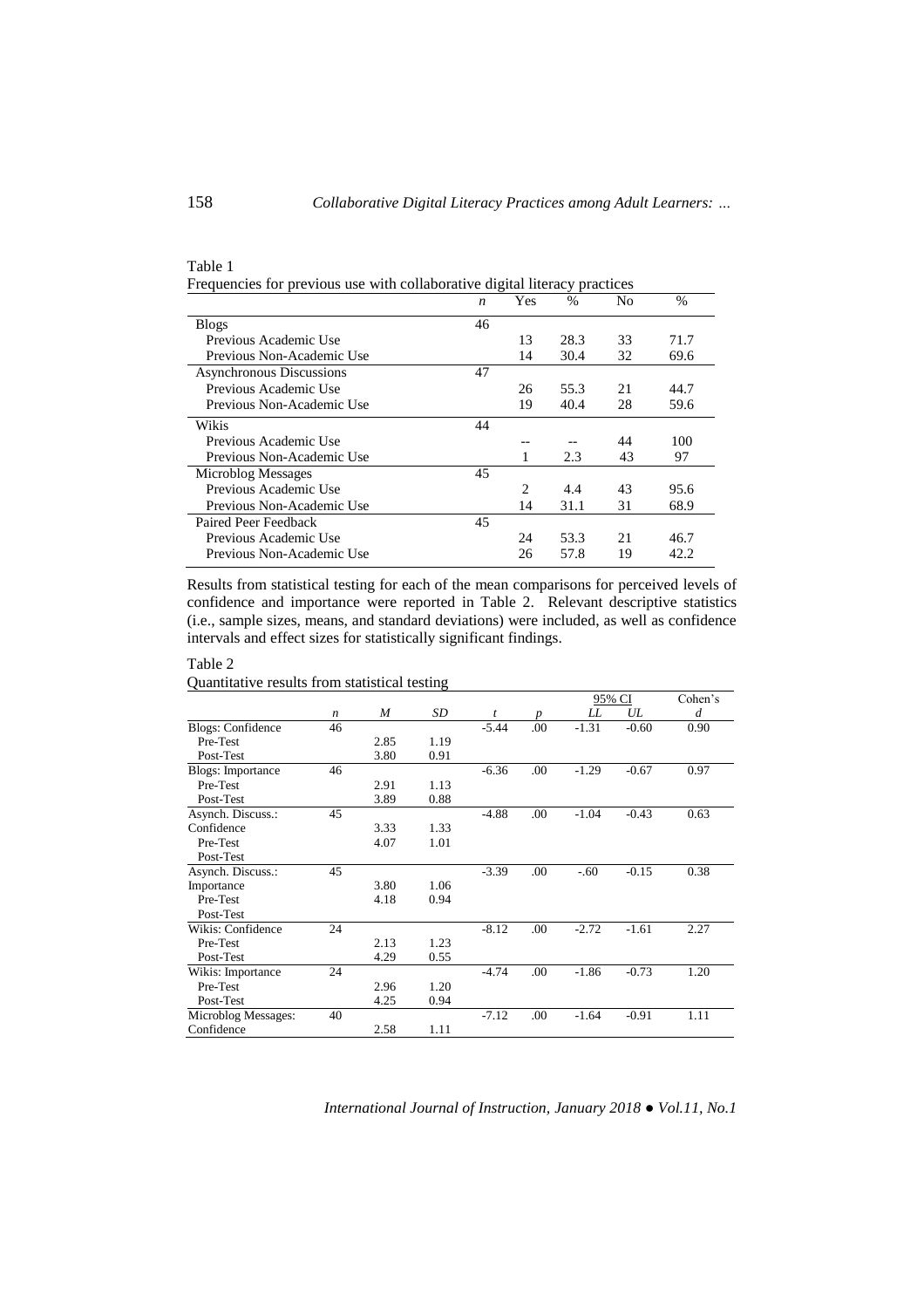Table 1

Frequencies for previous use with collaborative digital literacy practices

| | *n* | Yes | % | No | % |
|---|---|---|---|---|---|
| Blogs | 46 | | | | |
| Previous Academic Use | | 13 | 28.3 | 33 | 71.7 |
| Previous Non-Academic Use | | 14 | 30.4 | 32 | 69.6 |
| Asynchronous Discussions | 47 | | | | |
| Previous Academic Use | | 26 | 55.3 | 21 | 44.7 |
| Previous Non-Academic Use | | 19 | 40.4 | 28 | 59.6 |
| Wikis | 44 | | | | |
| Previous Academic Use | | -- | -- | 44 | 100 |
| Previous Non-Academic Use | | 1 | 2.3 | 43 | 97 |
| Microblog Messages | 45 | | | | |
| Previous Academic Use | | 2 | 4.4 | 43 | 95.6 |
| Previous Non-Academic Use | | 14 | 31.1 | 31 | 68.9 |
| Paired Peer Feedback | 45 | | | | |
| Previous Academic Use | | 24 | 53.3 | 21 | 46.7 |
| Previous Non-Academic Use | | 26 | 57.8 | 19 | 42.2 |

Results from statistical testing for each of the mean comparisons for perceived levels of confidence and importance were reported in Table 2. Relevant descriptive statistics (i.e., sample sizes, means, and standard deviations) were included, as well as confidence intervals and effect sizes for statistically significant findings.

Table 2

Quantitative results from statistical testing

| | | | | | | 95% CI | | Cohen's |
|---|---|---|---|---|---|---|---|---|
| | *n* | *M* | *SD* | *t* | *p* | *LL* | *UL* | *d* |
| Blogs: Confidence | 46 | | | -5.44 | .00 | -1.31 | -0.60 | 0.90 |
| Pre-Test | | 2.85 | 1.19 | | | | | |
| Post-Test | | 3.80 | 0.91 | | | | | |
| Blogs: Importance | 46 | | | -6.36 | .00 | -1.29 | -0.67 | 0.97 |
| Pre-Test | | 2.91 | 1.13 | | | | | |
| Post-Test | | 3.89 | 0.88 | | | | | |
| Asynch. Discuss.: Confidence | 45 | 3.33 | 1.33 | -4.88 | .00 | -1.04 | -0.43 | 0.63 |
| Pre-Test | | 4.07 | 1.01 | | | | | |
| Post-Test | | | | | | | | |
| Asynch. Discuss.: Importance | 45 | 3.80 | 1.06 | -3.39 | .00 | -.60 | -0.15 | 0.38 |
| Pre-Test | | 4.18 | 0.94 | | | | | |
| Post-Test | | | | | | | | |
| Wikis: Confidence | 24 | | | -8.12 | .00 | -2.72 | -1.61 | 2.27 |
| Pre-Test | | 2.13 | 1.23 | | | | | |
| Post-Test | | 4.29 | 0.55 | | | | | |
| Wikis: Importance | 24 | | | -4.74 | .00 | -1.86 | -0.73 | 1.20 |
| Pre-Test | | 2.96 | 1.20 | | | | | |
| Post-Test | | 4.25 | 0.94 | | | | | |
| Microblog Messages: Confidence | 40 | 2.58 | 1.11 | -7.12 | .00 | -1.64 | -0.91 | 1.11 |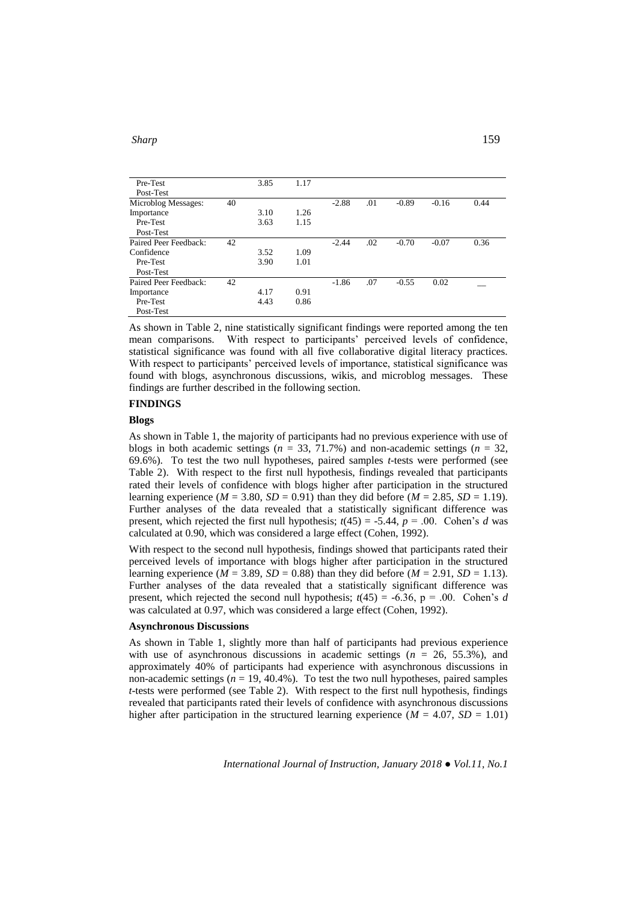| | | | | | | | | |
|---|---|---|---|---|---|---|---|---|
| Pre-Test | | 3.85 | 1.17 | | | | | |
| Post-Test | | | | | | | | |
| Microblog Messages: | 40 | | | -2.88 | .01 | -0.89 | -0.16 | 0.44 |
| Importance | | 3.10 | 1.26 | | | | | |
| Pre-Test | | 3.63 | 1.15 | | | | | |
| Post-Test | | | | | | | | |
| Paired Peer Feedback: | 42 | | | -2.44 | .02 | -0.70 | -0.07 | 0.36 |
| Confidence | | 3.52 | 1.09 | | | | | |
| Pre-Test | | 3.90 | 1.01 | | | | | |
| Post-Test | | | | | | | | |
| Paired Peer Feedback: | 42 | | | -1.86 | .07 | -0.55 | 0.02 | __ |
| Importance | | 4.17 | 0.91 | | | | | |
| Pre-Test | | 4.43 | 0.86 | | | | | |
| Post-Test | | | | | | | | |

As shown in Table 2, nine statistically significant findings were reported among the ten mean comparisons. With respect to participants' perceived levels of confidence, statistical significance was found with all five collaborative digital literacy practices. With respect to participants' perceived levels of importance, statistical significance was found with blogs, asynchronous discussions, wikis, and microblog messages. These findings are further described in the following section.

## FINDINGS

### Blogs

As shown in Table 1, the majority of participants had no previous experience with use of blogs in both academic settings ($n$ = 33, 71.7%) and non-academic settings ($n$ = 32, 69.6%). To test the two null hypotheses, paired samples $t$-tests were performed (see Table 2). With respect to the first null hypothesis, findings revealed that participants rated their levels of confidence with blogs higher after participation in the structured learning experience ($M$ = 3.80, $SD$ = 0.91) than they did before ($M$ = 2.85, $SD$ = 1.19). Further analyses of the data revealed that a statistically significant difference was present, which rejected the first null hypothesis; $t(45) = -5.44$, $p = .00$. Cohen's $d$ was calculated at 0.90, which was considered a large effect (Cohen, 1992).

With respect to the second null hypothesis, findings showed that participants rated their perceived levels of importance with blogs higher after participation in the structured learning experience ($M$ = 3.89, $SD$ = 0.88) than they did before ($M$ = 2.91, $SD$ = 1.13). Further analyses of the data revealed that a statistically significant difference was present, which rejected the second null hypothesis; $t(45) = -6.36$, p = .00. Cohen's $d$ was calculated at 0.97, which was considered a large effect (Cohen, 1992).

### Asynchronous Discussions

As shown in Table 1, slightly more than half of participants had previous experience with use of asynchronous discussions in academic settings ($n$ = 26, 55.3%), and approximately 40% of participants had experience with asynchronous discussions in non-academic settings ($n$ = 19, 40.4%). To test the two null hypotheses, paired samples $t$-tests were performed (see Table 2). With respect to the first null hypothesis, findings revealed that participants rated their levels of confidence with asynchronous discussions higher after participation in the structured learning experience ($M$ = 4.07, $SD$ = 1.01)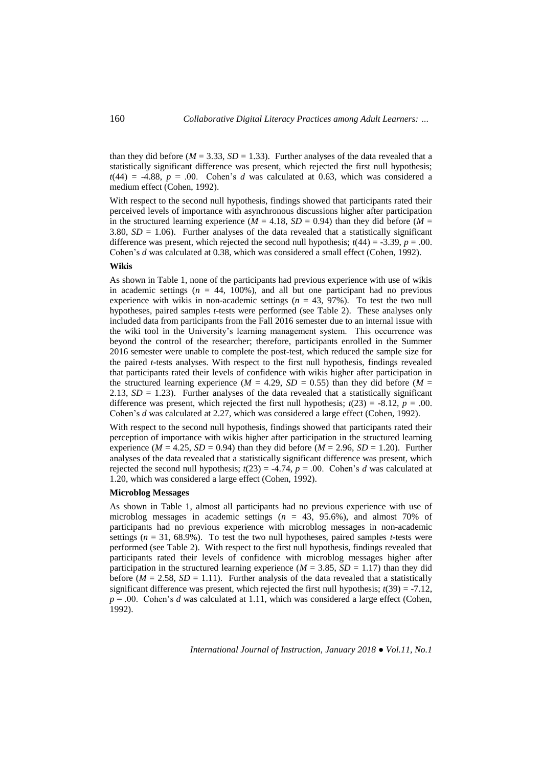than they did before ($M$ = 3.33, $SD$ = 1.33). Further analyses of the data revealed that a statistically significant difference was present, which rejected the first null hypothesis; $t(44)$ = -4.88, $p$ = .00. Cohen's $d$ was calculated at 0.63, which was considered a medium effect (Cohen, 1992).

With respect to the second null hypothesis, findings showed that participants rated their perceived levels of importance with asynchronous discussions higher after participation in the structured learning experience ($M$ = 4.18, $SD$ = 0.94) than they did before ($M$ = 3.80, $SD$ = 1.06). Further analyses of the data revealed that a statistically significant difference was present, which rejected the second null hypothesis; $t(44)$ = -3.39, $p$ = .00. Cohen's $d$ was calculated at 0.38, which was considered a small effect (Cohen, 1992).

**Wikis**

As shown in Table 1, none of the participants had previous experience with use of wikis in academic settings ($n$ = 44, 100%), and all but one participant had no previous experience with wikis in non-academic settings ($n$ = 43, 97%). To test the two null hypotheses, paired samples $t$-tests were performed (see Table 2). These analyses only included data from participants from the Fall 2016 semester due to an internal issue with the wiki tool in the University's learning management system. This occurrence was beyond the control of the researcher; therefore, participants enrolled in the Summer 2016 semester were unable to complete the post-test, which reduced the sample size for the paired $t$-tests analyses. With respect to the first null hypothesis, findings revealed that participants rated their levels of confidence with wikis higher after participation in the structured learning experience ($M$ = 4.29, $SD$ = 0.55) than they did before ($M$ = 2.13, $SD$ = 1.23). Further analyses of the data revealed that a statistically significant difference was present, which rejected the first null hypothesis; $t(23)$ = -8.12, $p$ = .00. Cohen's $d$ was calculated at 2.27, which was considered a large effect (Cohen, 1992).

With respect to the second null hypothesis, findings showed that participants rated their perception of importance with wikis higher after participation in the structured learning experience ($M$ = 4.25, $SD$ = 0.94) than they did before ($M$ = 2.96, $SD$ = 1.20). Further analyses of the data revealed that a statistically significant difference was present, which rejected the second null hypothesis; $t(23)$ = -4.74, $p$ = .00. Cohen's $d$ was calculated at 1.20, which was considered a large effect (Cohen, 1992).

**Microblog Messages**

As shown in Table 1, almost all participants had no previous experience with use of microblog messages in academic settings ($n$ = 43, 95.6%), and almost 70% of participants had no previous experience with microblog messages in non-academic settings ($n$ = 31, 68.9%). To test the two null hypotheses, paired samples $t$-tests were performed (see Table 2). With respect to the first null hypothesis, findings revealed that participants rated their levels of confidence with microblog messages higher after participation in the structured learning experience ($M$ = 3.85, $SD$ = 1.17) than they did before ($M$ = 2.58, $SD$ = 1.11). Further analysis of the data revealed that a statistically significant difference was present, which rejected the first null hypothesis; $t(39)$ = -7.12, $p$ = .00. Cohen's $d$ was calculated at 1.11, which was considered a large effect (Cohen, 1992).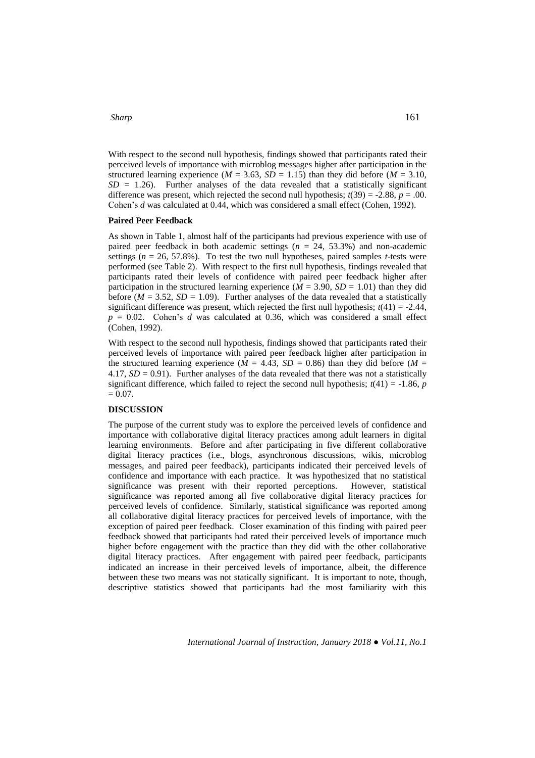With respect to the second null hypothesis, findings showed that participants rated their perceived levels of importance with microblog messages higher after participation in the structured learning experience ($M$ = 3.63, $SD$ = 1.15) than they did before ($M$ = 3.10, $SD$ = 1.26). Further analyses of the data revealed that a statistically significant difference was present, which rejected the second null hypothesis; $t(39) = -2.88$, $p = .00$. Cohen's $d$ was calculated at 0.44, which was considered a small effect (Cohen, 1992).

### Paired Peer Feedback

As shown in Table 1, almost half of the participants had previous experience with use of paired peer feedback in both academic settings ($n$ = 24, 53.3%) and non-academic settings ($n$ = 26, 57.8%). To test the two null hypotheses, paired samples $t$-tests were performed (see Table 2). With respect to the first null hypothesis, findings revealed that participants rated their levels of confidence with paired peer feedback higher after participation in the structured learning experience ($M$ = 3.90, $SD$ = 1.01) than they did before ($M$ = 3.52, $SD$ = 1.09). Further analyses of the data revealed that a statistically significant difference was present, which rejected the first null hypothesis; $t(41) = -2.44$, $p = 0.02$. Cohen's $d$ was calculated at 0.36, which was considered a small effect (Cohen, 1992).

With respect to the second null hypothesis, findings showed that participants rated their perceived levels of importance with paired peer feedback higher after participation in the structured learning experience ($M$ = 4.43, $SD$ = 0.86) than they did before ($M$ = 4.17, $SD$ = 0.91). Further analyses of the data revealed that there was not a statistically significant difference, which failed to reject the second null hypothesis; $t(41) = -1.86$, $p = 0.07$.

## DISCUSSION

The purpose of the current study was to explore the perceived levels of confidence and importance with collaborative digital literacy practices among adult learners in digital learning environments. Before and after participating in five different collaborative digital literacy practices (i.e., blogs, asynchronous discussions, wikis, microblog messages, and paired peer feedback), participants indicated their perceived levels of confidence and importance with each practice. It was hypothesized that no statistical significance was present with their reported perceptions. However, statistical significance was reported among all five collaborative digital literacy practices for perceived levels of confidence. Similarly, statistical significance was reported among all collaborative digital literacy practices for perceived levels of importance, with the exception of paired peer feedback. Closer examination of this finding with paired peer feedback showed that participants had rated their perceived levels of importance much higher before engagement with the practice than they did with the other collaborative digital literacy practices. After engagement with paired peer feedback, participants indicated an increase in their perceived levels of importance, albeit, the difference between these two means was not statically significant. It is important to note, though, descriptive statistics showed that participants had the most familiarity with this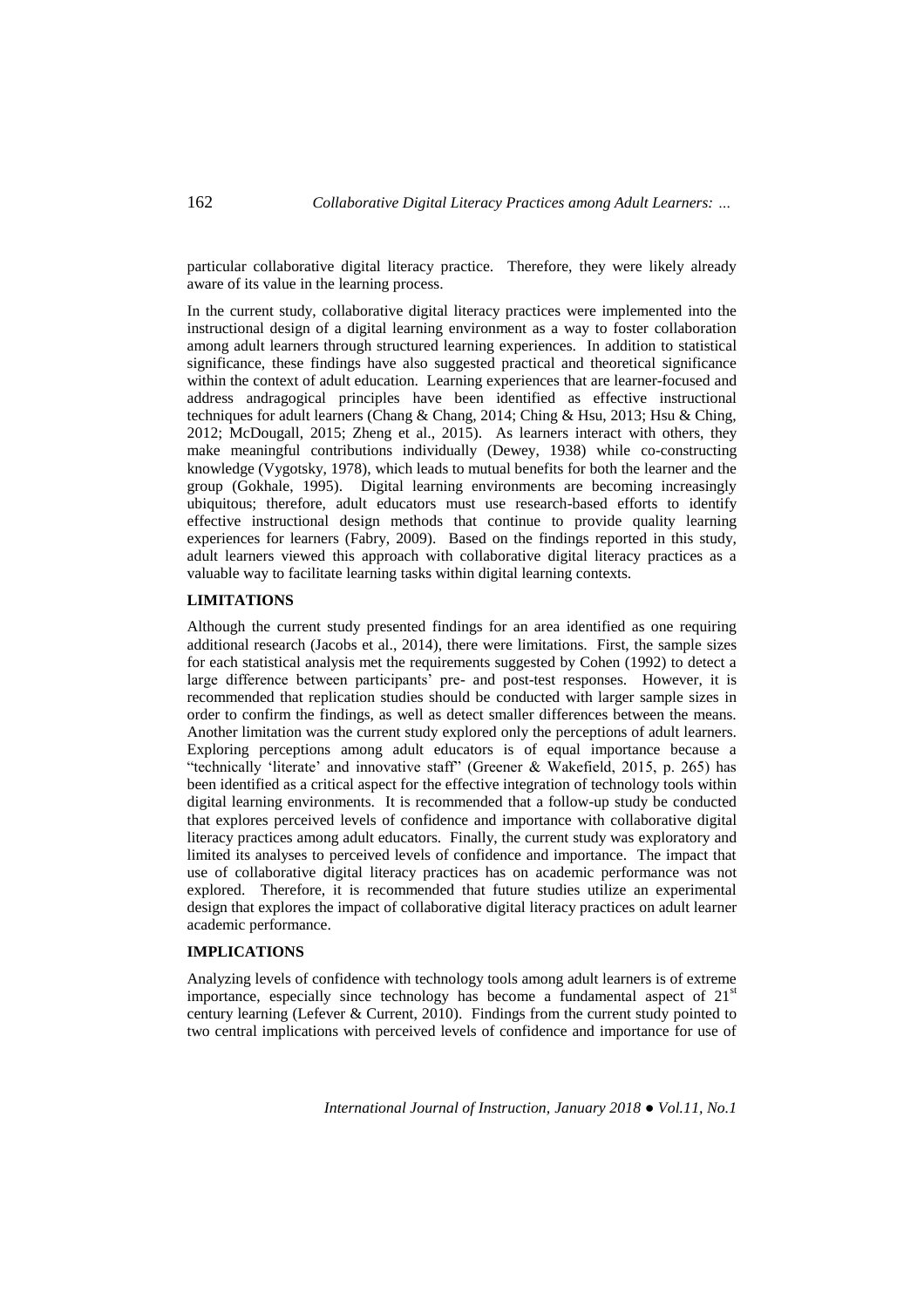particular collaborative digital literacy practice. Therefore, they were likely already aware of its value in the learning process.

In the current study, collaborative digital literacy practices were implemented into the instructional design of a digital learning environment as a way to foster collaboration among adult learners through structured learning experiences. In addition to statistical significance, these findings have also suggested practical and theoretical significance within the context of adult education. Learning experiences that are learner-focused and address andragogical principles have been identified as effective instructional techniques for adult learners (Chang & Chang, 2014; Ching & Hsu, 2013; Hsu & Ching, 2012; McDougall, 2015; Zheng et al., 2015). As learners interact with others, they make meaningful contributions individually (Dewey, 1938) while co-constructing knowledge (Vygotsky, 1978), which leads to mutual benefits for both the learner and the group (Gokhale, 1995). Digital learning environments are becoming increasingly ubiquitous; therefore, adult educators must use research-based efforts to identify effective instructional design methods that continue to provide quality learning experiences for learners (Fabry, 2009). Based on the findings reported in this study, adult learners viewed this approach with collaborative digital literacy practices as a valuable way to facilitate learning tasks within digital learning contexts.

## LIMITATIONS

Although the current study presented findings for an area identified as one requiring additional research (Jacobs et al., 2014), there were limitations. First, the sample sizes for each statistical analysis met the requirements suggested by Cohen (1992) to detect a large difference between participants' pre- and post-test responses. However, it is recommended that replication studies should be conducted with larger sample sizes in order to confirm the findings, as well as detect smaller differences between the means. Another limitation was the current study explored only the perceptions of adult learners. Exploring perceptions among adult educators is of equal importance because a "technically 'literate' and innovative staff" (Greener & Wakefield, 2015, p. 265) has been identified as a critical aspect for the effective integration of technology tools within digital learning environments. It is recommended that a follow-up study be conducted that explores perceived levels of confidence and importance with collaborative digital literacy practices among adult educators. Finally, the current study was exploratory and limited its analyses to perceived levels of confidence and importance. The impact that use of collaborative digital literacy practices has on academic performance was not explored. Therefore, it is recommended that future studies utilize an experimental design that explores the impact of collaborative digital literacy practices on adult learner academic performance.

## IMPLICATIONS

Analyzing levels of confidence with technology tools among adult learners is of extreme importance, especially since technology has become a fundamental aspect of 21st century learning (Lefever & Current, 2010). Findings from the current study pointed to two central implications with perceived levels of confidence and importance for use of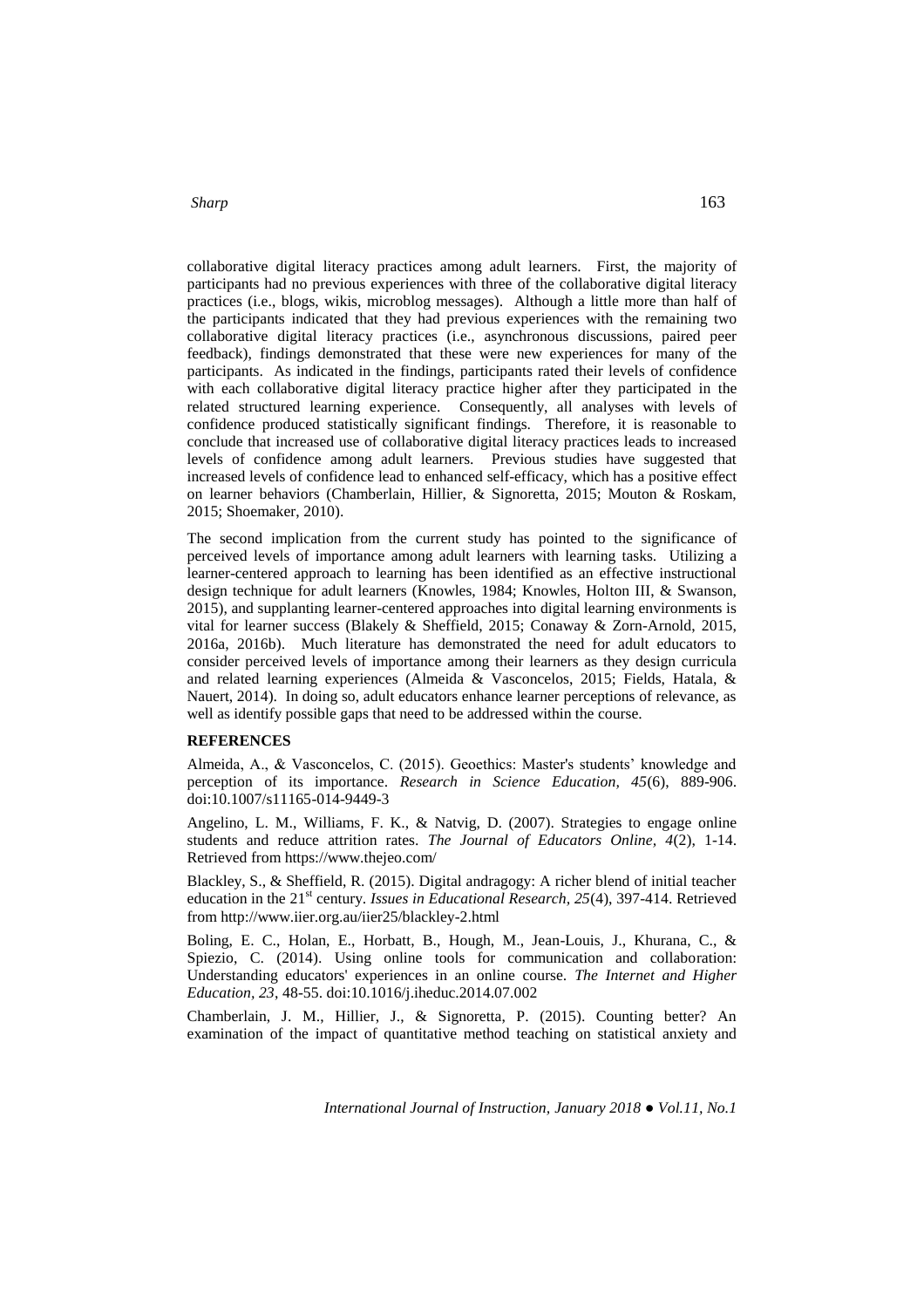collaborative digital literacy practices among adult learners. First, the majority of participants had no previous experiences with three of the collaborative digital literacy practices (i.e., blogs, wikis, microblog messages). Although a little more than half of the participants indicated that they had previous experiences with the remaining two collaborative digital literacy practices (i.e., asynchronous discussions, paired peer feedback), findings demonstrated that these were new experiences for many of the participants. As indicated in the findings, participants rated their levels of confidence with each collaborative digital literacy practice higher after they participated in the related structured learning experience. Consequently, all analyses with levels of confidence produced statistically significant findings. Therefore, it is reasonable to conclude that increased use of collaborative digital literacy practices leads to increased levels of confidence among adult learners. Previous studies have suggested that increased levels of confidence lead to enhanced self-efficacy, which has a positive effect on learner behaviors (Chamberlain, Hillier, & Signoretta, 2015; Mouton & Roskam, 2015; Shoemaker, 2010).

The second implication from the current study has pointed to the significance of perceived levels of importance among adult learners with learning tasks. Utilizing a learner-centered approach to learning has been identified as an effective instructional design technique for adult learners (Knowles, 1984; Knowles, Holton III, & Swanson, 2015), and supplanting learner-centered approaches into digital learning environments is vital for learner success (Blakely & Sheffield, 2015; Conaway & Zorn-Arnold, 2015, 2016a, 2016b). Much literature has demonstrated the need for adult educators to consider perceived levels of importance among their learners as they design curricula and related learning experiences (Almeida & Vasconcelos, 2015; Fields, Hatala, & Nauert, 2014). In doing so, adult educators enhance learner perceptions of relevance, as well as identify possible gaps that need to be addressed within the course.

## REFERENCES

Almeida, A., & Vasconcelos, C. (2015). Geoethics: Master's students' knowledge and perception of its importance. *Research in Science Education, 45*(6), 889-906. doi:10.1007/s11165-014-9449-3

Angelino, L. M., Williams, F. K., & Natvig, D. (2007). Strategies to engage online students and reduce attrition rates. *The Journal of Educators Online, 4*(2), 1-14. Retrieved from https://www.thejeo.com/

Blackley, S., & Sheffield, R. (2015). Digital andragogy: A richer blend of initial teacher education in the 21st century. *Issues in Educational Research, 25*(4), 397-414. Retrieved from http://www.iier.org.au/iier25/blackley-2.html

Boling, E. C., Holan, E., Horbatt, B., Hough, M., Jean-Louis, J., Khurana, C., & Spiezio, C. (2014). Using online tools for communication and collaboration: Understanding educators' experiences in an online course. *The Internet and Higher Education, 23*, 48-55. doi:10.1016/j.iheduc.2014.07.002

Chamberlain, J. M., Hillier, J., & Signoretta, P. (2015). Counting better? An examination of the impact of quantitative method teaching on statistical anxiety and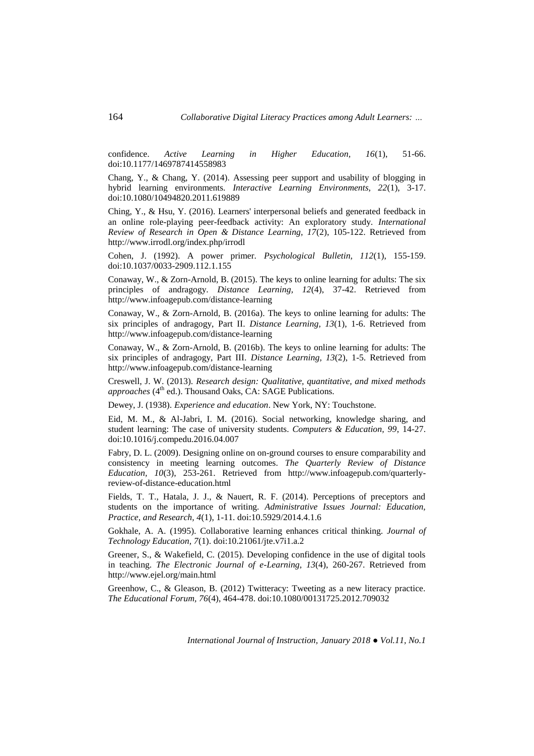confidence. *Active Learning in Higher Education, 16*(1), 51-66. doi:10.1177/1469787414558983

Chang, Y., & Chang, Y. (2014). Assessing peer support and usability of blogging in hybrid learning environments. *Interactive Learning Environments, 22*(1), 3-17. doi:10.1080/10494820.2011.619889

Ching, Y., & Hsu, Y. (2016). Learners' interpersonal beliefs and generated feedback in an online role-playing peer-feedback activity: An exploratory study. *International Review of Research in Open & Distance Learning, 17*(2), 105-122. Retrieved from http://www.irrodl.org/index.php/irrodl

Cohen, J. (1992). A power primer. *Psychological Bulletin, 112*(1), 155-159. doi:10.1037/0033-2909.112.1.155

Conaway, W., & Zorn-Arnold, B. (2015). The keys to online learning for adults: The six principles of andragogy. *Distance Learning, 12*(4), 37-42. Retrieved from http://www.infoagepub.com/distance-learning

Conaway, W., & Zorn-Arnold, B. (2016a). The keys to online learning for adults: The six principles of andragogy, Part II. *Distance Learning, 13*(1), 1-6. Retrieved from http://www.infoagepub.com/distance-learning

Conaway, W., & Zorn-Arnold, B. (2016b). The keys to online learning for adults: The six principles of andragogy, Part III. *Distance Learning, 13*(2), 1-5. Retrieved from http://www.infoagepub.com/distance-learning

Creswell, J. W. (2013). *Research design: Qualitative, quantitative, and mixed methods approaches* (4th ed.). Thousand Oaks, CA: SAGE Publications.

Dewey, J. (1938). *Experience and education*. New York, NY: Touchstone.

Eid, M. M., & Al-Jabri, I. M. (2016). Social networking, knowledge sharing, and student learning: The case of university students. *Computers & Education, 99*, 14-27. doi:10.1016/j.compedu.2016.04.007

Fabry, D. L. (2009). Designing online on on-ground courses to ensure comparability and consistency in meeting learning outcomes. *The Quarterly Review of Distance Education, 10*(3), 253-261. Retrieved from http://www.infoagepub.com/quarterly-review-of-distance-education.html

Fields, T. T., Hatala, J. J., & Nauert, R. F. (2014). Perceptions of preceptors and students on the importance of writing. *Administrative Issues Journal: Education, Practice, and Research, 4*(1), 1-11. doi:10.5929/2014.4.1.6

Gokhale, A. A. (1995). Collaborative learning enhances critical thinking. *Journal of Technology Education, 7*(1). doi:10.21061/jte.v7i1.a.2

Greener, S., & Wakefield, C. (2015). Developing confidence in the use of digital tools in teaching. *The Electronic Journal of e-Learning, 13*(4), 260-267. Retrieved from http://www.ejel.org/main.html

Greenhow, C., & Gleason, B. (2012) Twitteracy: Tweeting as a new literacy practice. *The Educational Forum, 76*(4), 464-478. doi:10.1080/00131725.2012.709032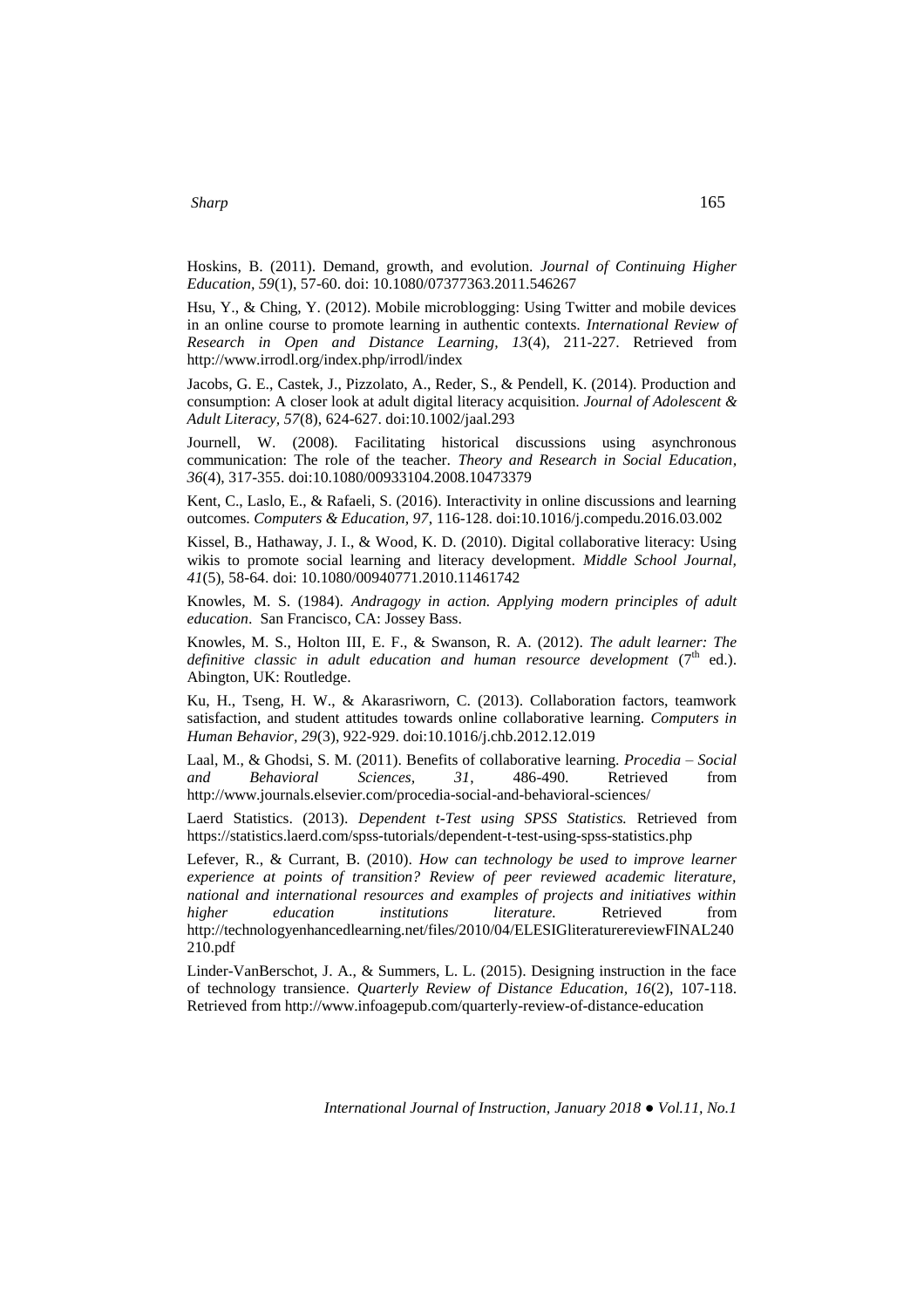Hoskins, B. (2011). Demand, growth, and evolution. *Journal of Continuing Higher Education*, *59*(1), 57-60. doi: 10.1080/07377363.2011.546267

Hsu, Y., & Ching, Y. (2012). Mobile microblogging: Using Twitter and mobile devices in an online course to promote learning in authentic contexts. *International Review of Research in Open and Distance Learning, 13*(4), 211-227. Retrieved from http://www.irrodl.org/index.php/irrodl/index

Jacobs, G. E., Castek, J., Pizzolato, A., Reder, S., & Pendell, K. (2014). Production and consumption: A closer look at adult digital literacy acquisition. *Journal of Adolescent & Adult Literacy, 57*(8), 624-627. doi:10.1002/jaal.293

Journell, W. (2008). Facilitating historical discussions using asynchronous communication: The role of the teacher. *Theory and Research in Social Education*, *36*(4), 317-355. doi:10.1080/00933104.2008.10473379

Kent, C., Laslo, E., & Rafaeli, S. (2016). Interactivity in online discussions and learning outcomes. *Computers & Education, 97*, 116-128. doi:10.1016/j.compedu.2016.03.002

Kissel, B., Hathaway, J. I., & Wood, K. D. (2010). Digital collaborative literacy: Using wikis to promote social learning and literacy development. *Middle School Journal, 41*(5), 58-64. doi: 10.1080/00940771.2010.11461742

Knowles, M. S. (1984). *Andragogy in action. Applying modern principles of adult education*. San Francisco, CA: Jossey Bass.

Knowles, M. S., Holton III, E. F., & Swanson, R. A. (2012). *The adult learner: The definitive classic in adult education and human resource development* (7th ed.). Abington, UK: Routledge.

Ku, H., Tseng, H. W., & Akarasriworn, C. (2013). Collaboration factors, teamwork satisfaction, and student attitudes towards online collaborative learning. *Computers in Human Behavior, 29*(3), 922-929. doi:10.1016/j.chb.2012.12.019

Laal, M., & Ghodsi, S. M. (2011). Benefits of collaborative learning. *Procedia – Social and Behavioral Sciences, 31*, 486-490. Retrieved from http://www.journals.elsevier.com/procedia-social-and-behavioral-sciences/

Laerd Statistics. (2013). *Dependent t-Test using SPSS Statistics.* Retrieved from https://statistics.laerd.com/spss-tutorials/dependent-t-test-using-spss-statistics.php

Lefever, R., & Currant, B. (2010). *How can technology be used to improve learner experience at points of transition? Review of peer reviewed academic literature, national and international resources and examples of projects and initiatives within higher education institutions literature.* Retrieved from http://technologyenhancedlearning.net/files/2010/04/ELESIGliteraturereviewFINAL240210.pdf

Linder-VanBerschot, J. A., & Summers, L. L. (2015). Designing instruction in the face of technology transience. *Quarterly Review of Distance Education, 16*(2), 107-118. Retrieved from http://www.infoagepub.com/quarterly-review-of-distance-education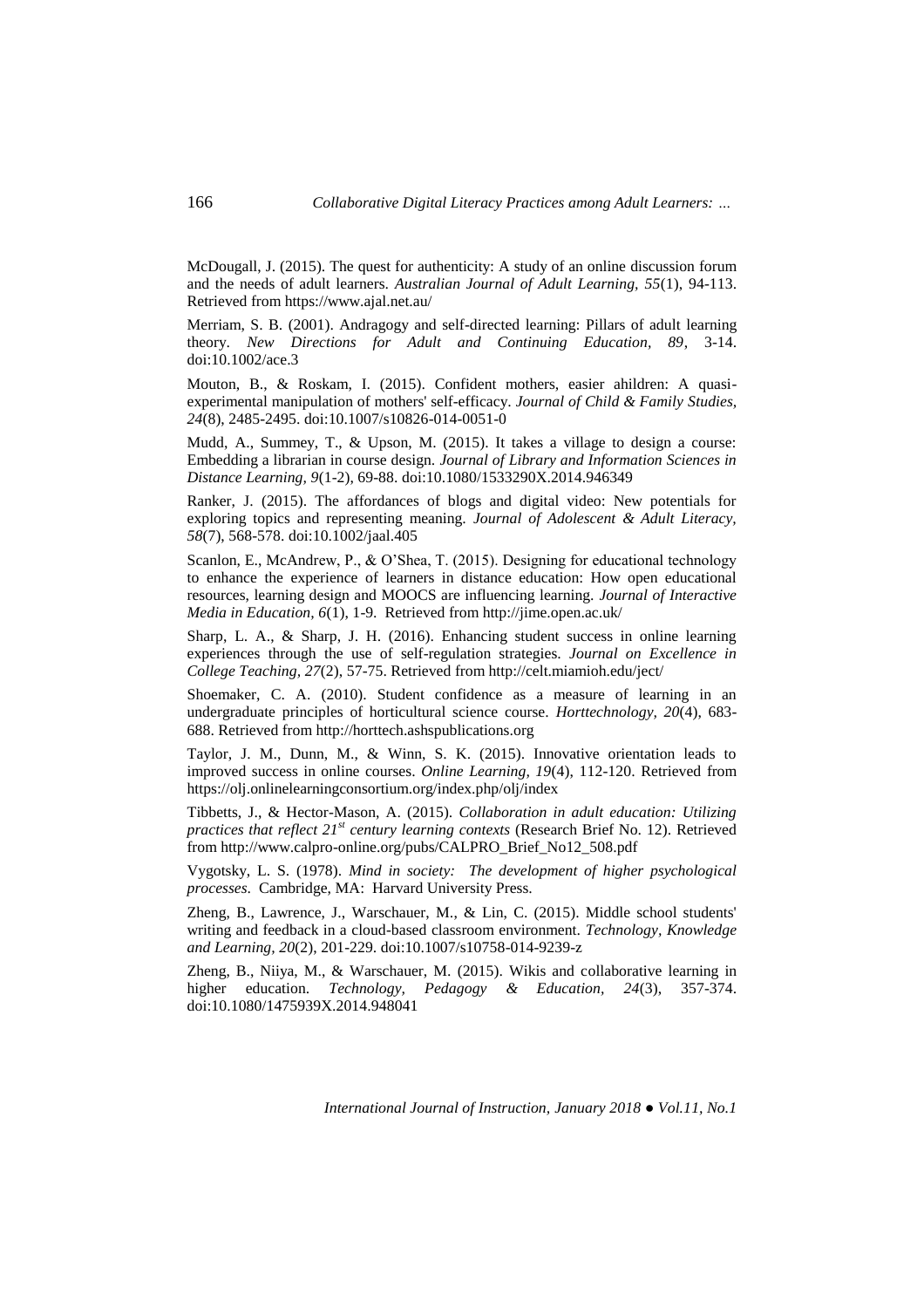McDougall, J. (2015). The quest for authenticity: A study of an online discussion forum and the needs of adult learners. *Australian Journal of Adult Learning, 55*(1), 94-113. Retrieved from https://www.ajal.net.au/

Merriam, S. B. (2001). Andragogy and self-directed learning: Pillars of adult learning theory. *New Directions for Adult and Continuing Education, 89*, 3-14. doi:10.1002/ace.3

Mouton, B., & Roskam, I. (2015). Confident mothers, easier ahildren: A quasi-experimental manipulation of mothers' self-efficacy. *Journal of Child & Family Studies, 24*(8), 2485-2495. doi:10.1007/s10826-014-0051-0

Mudd, A., Summey, T., & Upson, M. (2015). It takes a village to design a course: Embedding a librarian in course design. *Journal of Library and Information Sciences in Distance Learning, 9*(1-2), 69-88. doi:10.1080/1533290X.2014.946349

Ranker, J. (2015). The affordances of blogs and digital video: New potentials for exploring topics and representing meaning. *Journal of Adolescent & Adult Literacy, 58*(7), 568-578. doi:10.1002/jaal.405

Scanlon, E., McAndrew, P., & O'Shea, T. (2015). Designing for educational technology to enhance the experience of learners in distance education: How open educational resources, learning design and MOOCS are influencing learning. *Journal of Interactive Media in Education, 6*(1), 1-9. Retrieved from http://jime.open.ac.uk/

Sharp, L. A., & Sharp, J. H. (2016). Enhancing student success in online learning experiences through the use of self-regulation strategies. *Journal on Excellence in College Teaching, 27*(2), 57-75. Retrieved from http://celt.miamioh.edu/ject/

Shoemaker, C. A. (2010). Student confidence as a measure of learning in an undergraduate principles of horticultural science course. *Horttechnology, 20*(4), 683-688. Retrieved from http://horttech.ashspublications.org

Taylor, J. M., Dunn, M., & Winn, S. K. (2015). Innovative orientation leads to improved success in online courses. *Online Learning, 19*(4), 112-120. Retrieved from https://olj.onlinelearningconsortium.org/index.php/olj/index

Tibbetts, J., & Hector-Mason, A. (2015). *Collaboration in adult education: Utilizing practices that reflect 21st century learning contexts* (Research Brief No. 12). Retrieved from http://www.calpro-online.org/pubs/CALPRO_Brief_No12_508.pdf

Vygotsky, L. S. (1978). *Mind in society: The development of higher psychological processes*. Cambridge, MA: Harvard University Press.

Zheng, B., Lawrence, J., Warschauer, M., & Lin, C. (2015). Middle school students' writing and feedback in a cloud-based classroom environment. *Technology, Knowledge and Learning, 20*(2), 201-229. doi:10.1007/s10758-014-9239-z

Zheng, B., Niiya, M., & Warschauer, M. (2015). Wikis and collaborative learning in higher education. *Technology, Pedagogy & Education, 24*(3), 357-374. doi:10.1080/1475939X.2014.948041